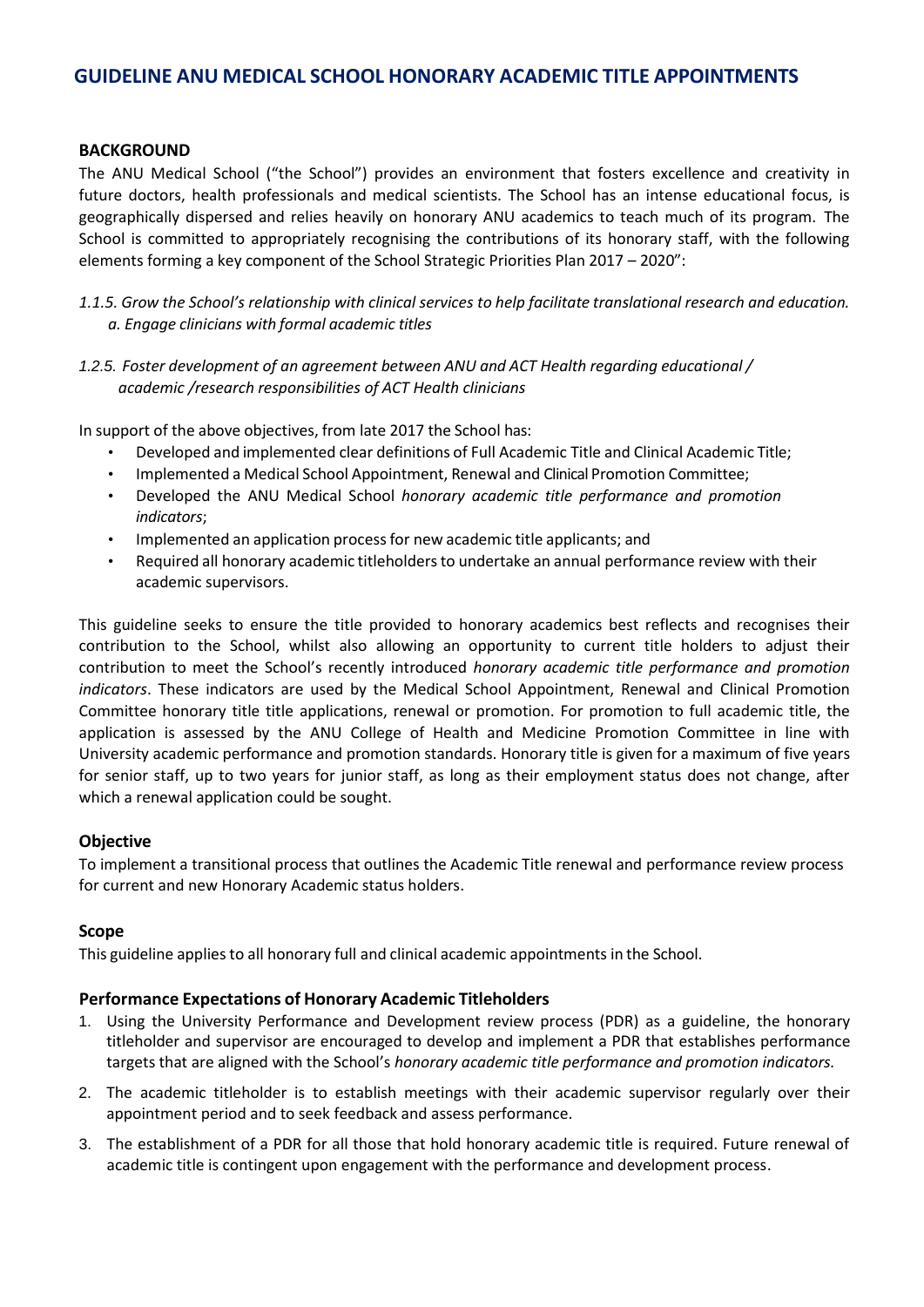# GUIDELINE ANU MEDICAL SCHOOL HONORARY ACADEMIC TITLE APPOINTMENTS

## BACKGROUND

The ANU Medical School ("the School") provides an environment that fosters excellence and creativity in future doctors, health professionals and medical scientists. The School has an intense educational focus, is geographically dispersed and relies heavily on honorary ANU academics to teach much of its program. The School is committed to appropriately recognising the contributions of its honorary staff, with the following elements forming a key component of the School Strategic Priorities Plan 2017 – 2020":

*1.1.5. Grow the School's relationship with clinical services to help facilitate translational research and education.*
*a. Engage clinicians with formal academic titles*

*1.2.5. Foster development of an agreement between ANU and ACT Health regarding educational / academic /research responsibilities of ACT Health clinicians*

In support of the above objectives, from late 2017 the School has:

- Developed and implemented clear definitions of Full Academic Title and Clinical Academic Title;
- Implemented a Medical School Appointment, Renewal and Clinical Promotion Committee;
- Developed the ANU Medical School *honorary academic title performance and promotion indicators*;
- Implemented an application process for new academic title applicants; and
- Required all honorary academic titleholders to undertake an annual performance review with their academic supervisors.

This guideline seeks to ensure the title provided to honorary academics best reflects and recognises their contribution to the School, whilst also allowing an opportunity to current title holders to adjust their contribution to meet the School's recently introduced *honorary academic title performance and promotion indicators*. These indicators are used by the Medical School Appointment, Renewal and Clinical Promotion Committee honorary title title applications, renewal or promotion. For promotion to full academic title, the application is assessed by the ANU College of Health and Medicine Promotion Committee in line with University academic performance and promotion standards. Honorary title is given for a maximum of five years for senior staff, up to two years for junior staff, as long as their employment status does not change, after which a renewal application could be sought.

## Objective

To implement a transitional process that outlines the Academic Title renewal and performance review process for current and new Honorary Academic status holders.

## Scope

This guideline applies to all honorary full and clinical academic appointments in the School.

## Performance Expectations of Honorary Academic Titleholders

1. Using the University Performance and Development review process (PDR) as a guideline, the honorary titleholder and supervisor are encouraged to develop and implement a PDR that establishes performance targets that are aligned with the School's *honorary academic title performance and promotion indicators.*
2. The academic titleholder is to establish meetings with their academic supervisor regularly over their appointment period and to seek feedback and assess performance.
3. The establishment of a PDR for all those that hold honorary academic title is required. Future renewal of academic title is contingent upon engagement with the performance and development process.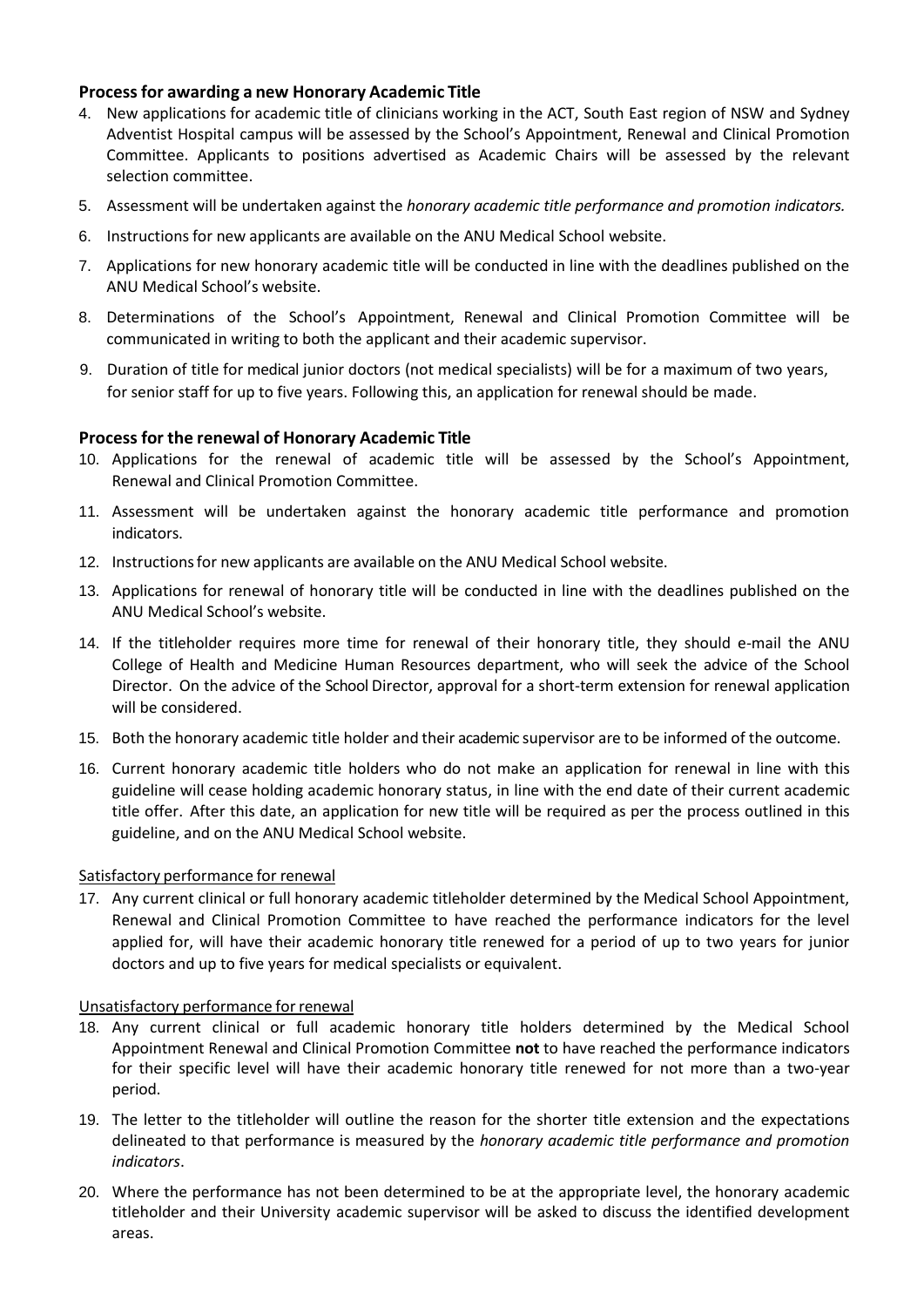### Process for awarding a new Honorary Academic Title

4. New applications for academic title of clinicians working in the ACT, South East region of NSW and Sydney Adventist Hospital campus will be assessed by the School's Appointment, Renewal and Clinical Promotion Committee. Applicants to positions advertised as Academic Chairs will be assessed by the relevant selection committee.
5. Assessment will be undertaken against the *honorary academic title performance and promotion indicators.*
6. Instructions for new applicants are available on the ANU Medical School website.
7. Applications for new honorary academic title will be conducted in line with the deadlines published on the ANU Medical School's website.
8. Determinations of the School's Appointment, Renewal and Clinical Promotion Committee will be communicated in writing to both the applicant and their academic supervisor.
9. Duration of title for medical junior doctors (not medical specialists) will be for a maximum of two years, for senior staff for up to five years. Following this, an application for renewal should be made.

### Process for the renewal of Honorary Academic Title

10. Applications for the renewal of academic title will be assessed by the School's Appointment, Renewal and Clinical Promotion Committee.
11. Assessment will be undertaken against the honorary academic title performance and promotion indicators.
12. Instructions for new applicants are available on the ANU Medical School website.
13. Applications for renewal of honorary title will be conducted in line with the deadlines published on the ANU Medical School's website.
14. If the titleholder requires more time for renewal of their honorary title, they should e-mail the ANU College of Health and Medicine Human Resources department, who will seek the advice of the School Director. On the advice of the School Director, approval for a short-term extension for renewal application will be considered.
15. Both the honorary academic title holder and their academic supervisor are to be informed of the outcome.
16. Current honorary academic title holders who do not make an application for renewal in line with this guideline will cease holding academic honorary status, in line with the end date of their current academic title offer. After this date, an application for new title will be required as per the process outlined in this guideline, and on the ANU Medical School website.

<u>Satisfactory performance for renewal</u>

17. Any current clinical or full honorary academic titleholder determined by the Medical School Appointment, Renewal and Clinical Promotion Committee to have reached the performance indicators for the level applied for, will have their academic honorary title renewed for a period of up to two years for junior doctors and up to five years for medical specialists or equivalent.

<u>Unsatisfactory performance for renewal</u>

18. Any current clinical or full academic honorary title holders determined by the Medical School Appointment Renewal and Clinical Promotion Committee **not** to have reached the performance indicators for their specific level will have their academic honorary title renewed for not more than a two-year period.
19. The letter to the titleholder will outline the reason for the shorter title extension and the expectations delineated to that performance is measured by the *honorary academic title performance and promotion indicators*.
20. Where the performance has not been determined to be at the appropriate level, the honorary academic titleholder and their University academic supervisor will be asked to discuss the identified development areas.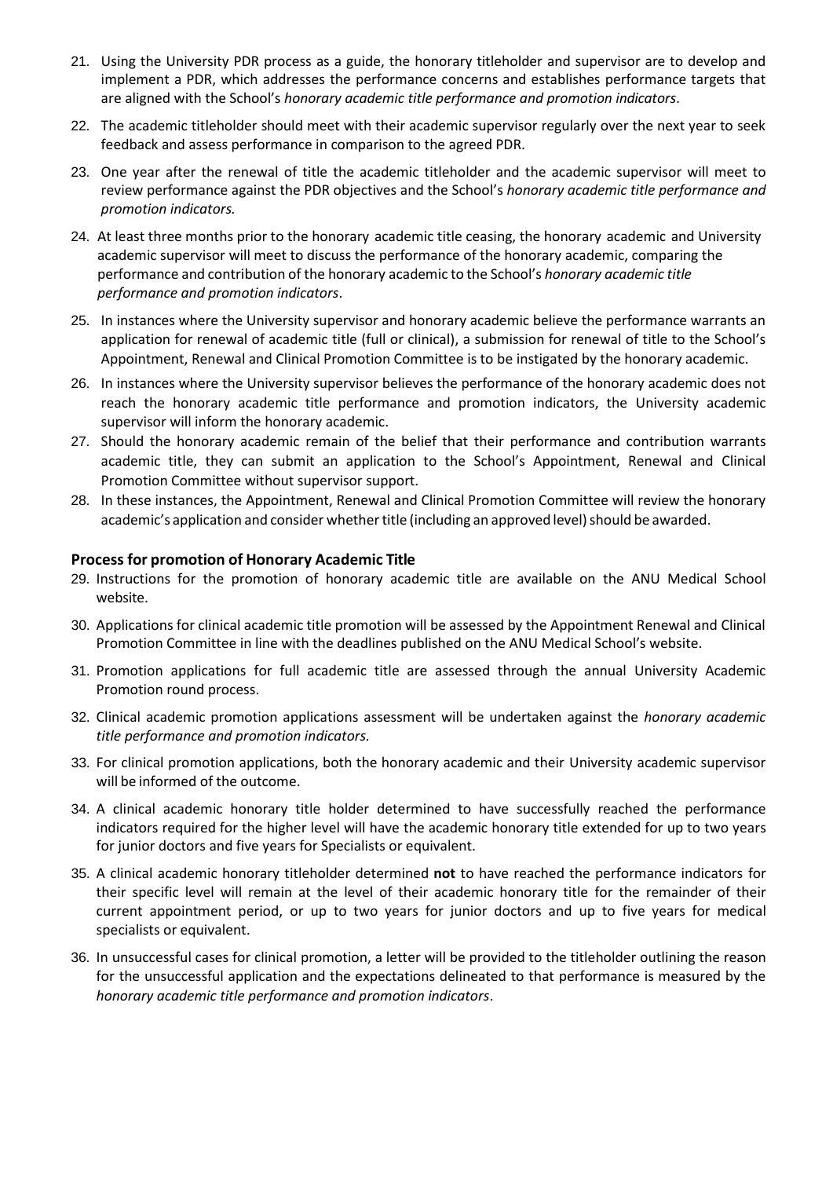21. Using the University PDR process as a guide, the honorary titleholder and supervisor are to develop and implement a PDR, which addresses the performance concerns and establishes performance targets that are aligned with the School's *honorary academic title performance and promotion indicators*.
22. The academic titleholder should meet with their academic supervisor regularly over the next year to seek feedback and assess performance in comparison to the agreed PDR.
23. One year after the renewal of title the academic titleholder and the academic supervisor will meet to review performance against the PDR objectives and the School's *honorary academic title performance and promotion indicators.*
24. At least three months prior to the honorary academic title ceasing, the honorary academic and University academic supervisor will meet to discuss the performance of the honorary academic, comparing the performance and contribution of the honorary academic to the School's *honorary academic title performance and promotion indicators*.
25. In instances where the University supervisor and honorary academic believe the performance warrants an application for renewal of academic title (full or clinical), a submission for renewal of title to the School's Appointment, Renewal and Clinical Promotion Committee is to be instigated by the honorary academic.
26. In instances where the University supervisor believes the performance of the honorary academic does not reach the honorary academic title performance and promotion indicators, the University academic supervisor will inform the honorary academic.
27. Should the honorary academic remain of the belief that their performance and contribution warrants academic title, they can submit an application to the School's Appointment, Renewal and Clinical Promotion Committee without supervisor support.
28. In these instances, the Appointment, Renewal and Clinical Promotion Committee will review the honorary academic's application and consider whether title (including an approved level) should be awarded.

**Process for promotion of Honorary Academic Title**

29. Instructions for the promotion of honorary academic title are available on the ANU Medical School website.
30. Applications for clinical academic title promotion will be assessed by the Appointment Renewal and Clinical Promotion Committee in line with the deadlines published on the ANU Medical School's website.
31. Promotion applications for full academic title are assessed through the annual University Academic Promotion round process.
32. Clinical academic promotion applications assessment will be undertaken against the *honorary academic title performance and promotion indicators.*
33. For clinical promotion applications, both the honorary academic and their University academic supervisor will be informed of the outcome.
34. A clinical academic honorary title holder determined to have successfully reached the performance indicators required for the higher level will have the academic honorary title extended for up to two years for junior doctors and five years for Specialists or equivalent.
35. A clinical academic honorary titleholder determined **not** to have reached the performance indicators for their specific level will remain at the level of their academic honorary title for the remainder of their current appointment period, or up to two years for junior doctors and up to five years for medical specialists or equivalent.
36. In unsuccessful cases for clinical promotion, a letter will be provided to the titleholder outlining the reason for the unsuccessful application and the expectations delineated to that performance is measured by the *honorary academic title performance and promotion indicators*.